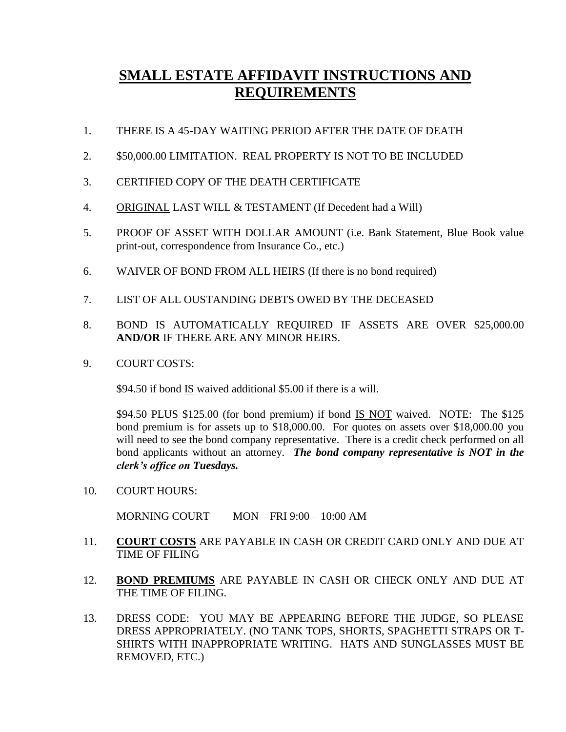# SMALL ESTATE AFFIDAVIT INSTRUCTIONS AND REQUIREMENTS

1. THERE IS A 45-DAY WAITING PERIOD AFTER THE DATE OF DEATH

2. $50,000.00 LIMITATION. REAL PROPERTY IS NOT TO BE INCLUDED

3. CERTIFIED COPY OF THE DEATH CERTIFICATE

4. ORIGINAL LAST WILL & TESTAMENT (If Decedent had a Will)

5. PROOF OF ASSET WITH DOLLAR AMOUNT (i.e. Bank Statement, Blue Book value print-out, correspondence from Insurance Co., etc.)

6. WAIVER OF BOND FROM ALL HEIRS (If there is no bond required)

7. LIST OF ALL OUSTANDING DEBTS OWED BY THE DECEASED

8. BOND IS AUTOMATICALLY REQUIRED IF ASSETS ARE OVER $25,000.00 **AND/OR** IF THERE ARE ANY MINOR HEIRS.

9. COURT COSTS:

   $94.50 if bond IS waived additional $5.00 if there is a will.

   $94.50 PLUS $125.00 (for bond premium) if bond IS NOT waived. NOTE: The $125 bond premium is for assets up to $18,000.00. For quotes on assets over $18,000.00 you will need to see the bond company representative. There is a credit check performed on all bond applicants without an attorney. ***The bond company representative is NOT in the clerk's office on Tuesdays.***

10. COURT HOURS:

    MORNING COURT MON – FRI 9:00 – 10:00 AM

11. **COURT COSTS** ARE PAYABLE IN CASH OR CREDIT CARD ONLY AND DUE AT TIME OF FILING

12. **BOND PREMIUMS** ARE PAYABLE IN CASH OR CHECK ONLY AND DUE AT THE TIME OF FILING.

13. DRESS CODE: YOU MAY BE APPEARING BEFORE THE JUDGE, SO PLEASE DRESS APPROPRIATELY. (NO TANK TOPS, SHORTS, SPAGHETTI STRAPS OR T-SHIRTS WITH INAPPROPRIATE WRITING. HATS AND SUNGLASSES MUST BE REMOVED, ETC.)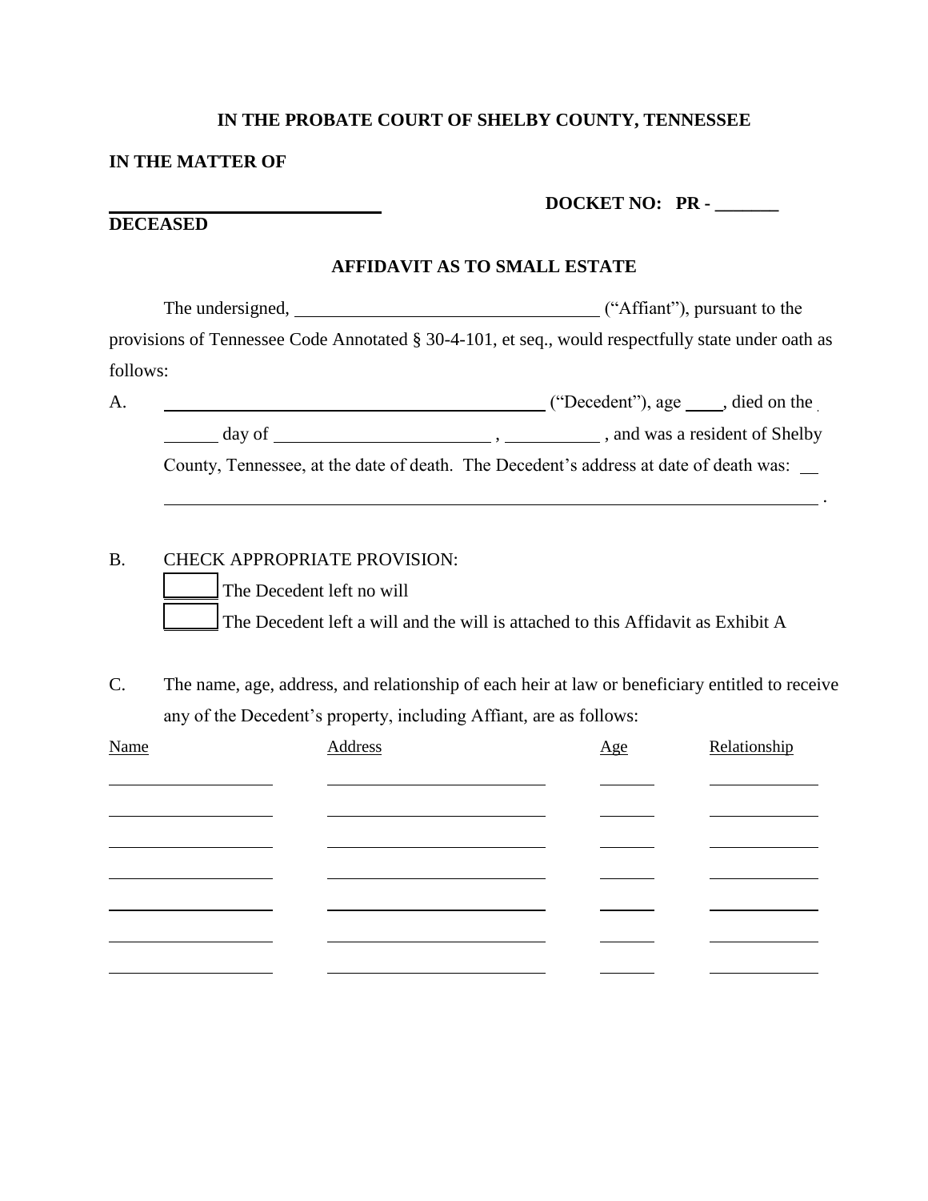**IN THE PROBATE COURT OF SHELBY COUNTY, TENNESSEE**

**IN THE MATTER OF**

______________________________ **DOCKET NO: PR - _______**

**DECEASED**

## AFFIDAVIT AS TO SMALL ESTATE

The undersigned, __________________________________ ("Affiant"), pursuant to the provisions of Tennessee Code Annotated § 30-4-101, et seq., would respectfully state under oath as follows:

A. ____________________________________________ ("Decedent"), age ____, died on the ______ day of ________________________ , __________ , and was a resident of Shelby County, Tennessee, at the date of death. The Decedent's address at date of death was: __ ______________________________________________________________________ .

B. CHECK APPROPRIATE PROVISION:

☐ The Decedent left no will

☐ The Decedent left a will and the will is attached to this Affidavit as Exhibit A

C. The name, age, address, and relationship of each heir at law or beneficiary entitled to receive any of the Decedent's property, including Affiant, are as follows:

| Name | Address | Age | Relationship |
|---|---|---|---|
| | | | |
| | | | |
| | | | |
| | | | |
| | | | |
| | | | |
| | | | |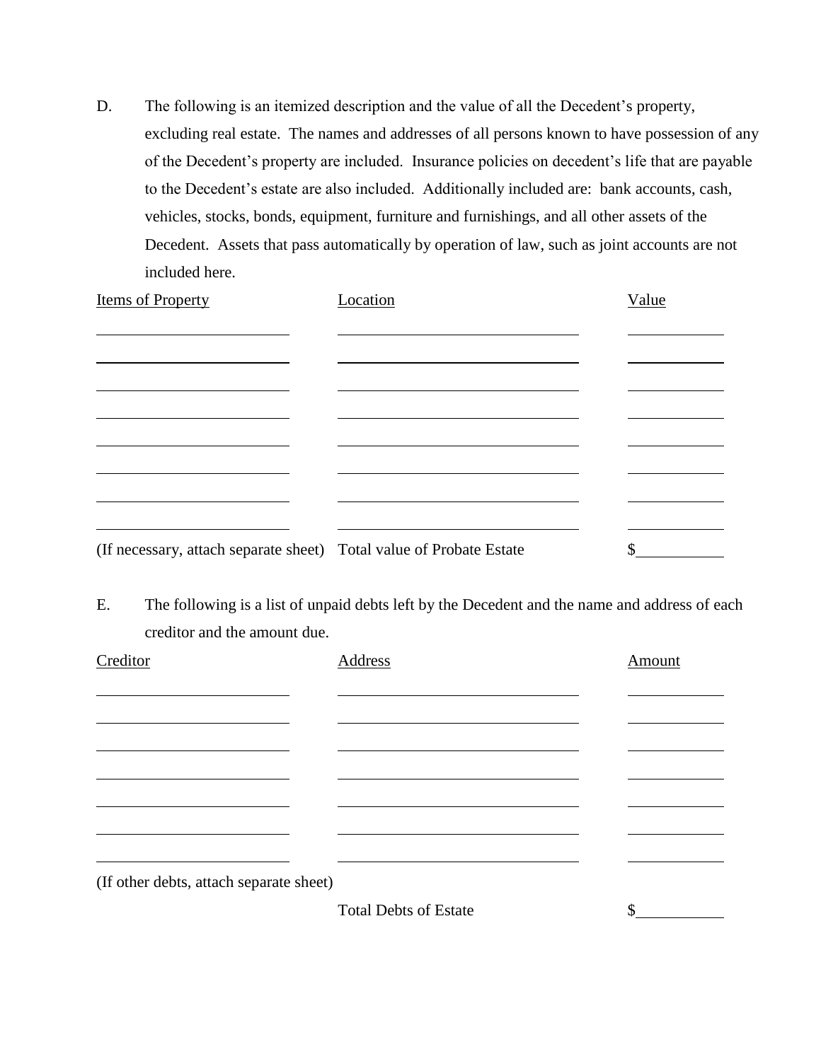D. The following is an itemized description and the value of all the Decedent's property, excluding real estate. The names and addresses of all persons known to have possession of any of the Decedent's property are included. Insurance policies on decedent's life that are payable to the Decedent's estate are also included. Additionally included are: bank accounts, cash, vehicles, stocks, bonds, equipment, furniture and furnishings, and all other assets of the Decedent. Assets that pass automatically by operation of law, such as joint accounts are not included here.

| Items of Property | Location | Value |
|---|---|---|
| | | |
| | | |
| | | |
| | | |
| | | |
| | | |
| | | |
| | | |
| (If necessary, attach separate sheet) | Total value of Probate Estate | $ |

E. The following is a list of unpaid debts left by the Decedent and the name and address of each creditor and the amount due.

| Creditor | Address | Amount |
|---|---|---|
| | | |
| | | |
| | | |
| | | |
| | | |
| | | |
| | | |
| (If other debts, attach separate sheet) | | |
| | Total Debts of Estate | $ |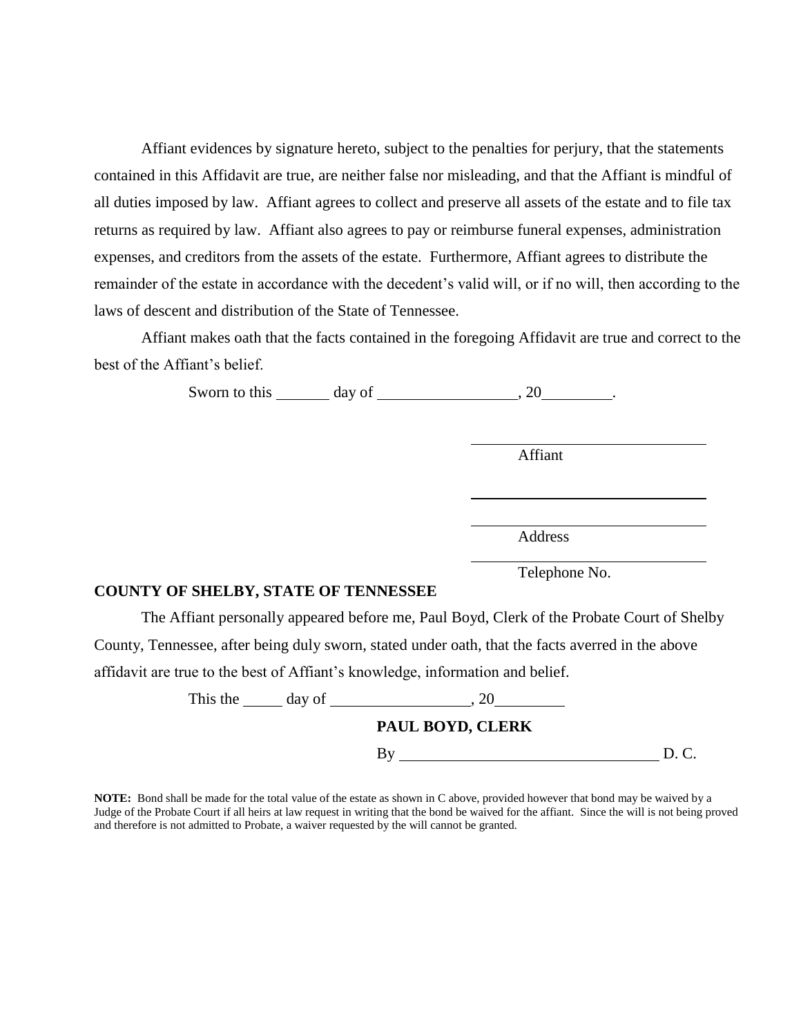Affiant evidences by signature hereto, subject to the penalties for perjury, that the statements contained in this Affidavit are true, are neither false nor misleading, and that the Affiant is mindful of all duties imposed by law. Affiant agrees to collect and preserve all assets of the estate and to file tax returns as required by law. Affiant also agrees to pay or reimburse funeral expenses, administration expenses, and creditors from the assets of the estate. Furthermore, Affiant agrees to distribute the remainder of the estate in accordance with the decedent's valid will, or if no will, then according to the laws of descent and distribution of the State of Tennessee.

Affiant makes oath that the facts contained in the foregoing Affidavit are true and correct to the best of the Affiant's belief.

Sworn to this _______ day of _________________, 20_________.

_______________________________
Affiant

_______________________________

_______________________________
Address

_______________________________
Telephone No.

**COUNTY OF SHELBY, STATE OF TENNESSEE**

The Affiant personally appeared before me, Paul Boyd, Clerk of the Probate Court of Shelby County, Tennessee, after being duly sworn, stated under oath, that the facts averred in the above affidavit are true to the best of Affiant's knowledge, information and belief.

This the _____ day of _________________, 20_________

**PAUL BOYD, CLERK**

By _______________________________ D. C.

**NOTE:** Bond shall be made for the total value of the estate as shown in C above, provided however that bond may be waived by a Judge of the Probate Court if all heirs at law request in writing that the bond be waived for the affiant. Since the will is not being proved and therefore is not admitted to Probate, a waiver requested by the will cannot be granted.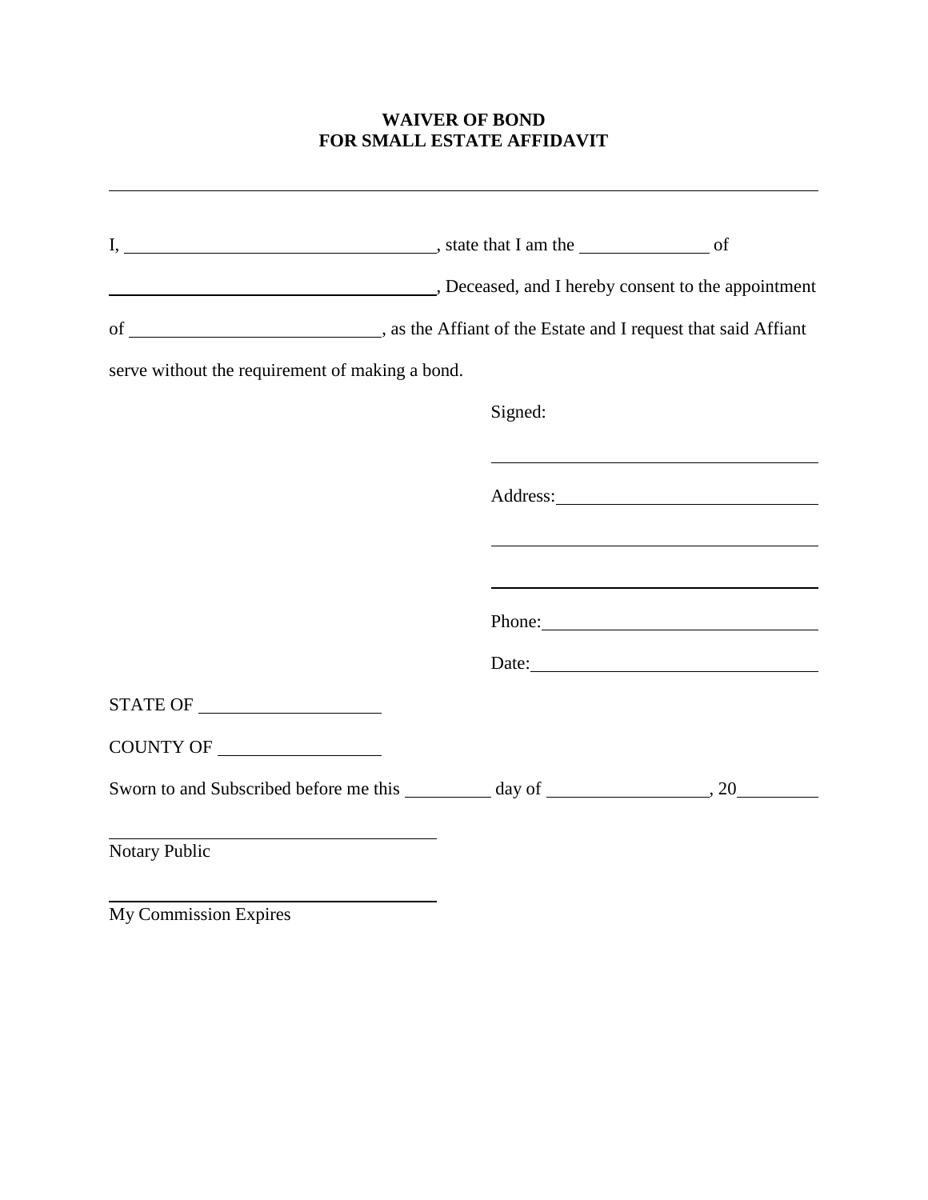# WAIVER OF BOND
# FOR SMALL ESTATE AFFIDAVIT

---

I, ______________________________, state that I am the ______________ of ________________________________, Deceased, and I hereby consent to the appointment of ________________________, as the Affiant of the Estate and I request that said Affiant serve without the requirement of making a bond.

Signed:

___________________________________

Address:___________________________

___________________________________

___________________________________

Phone:____________________________

Date:_____________________________

STATE OF ____________________

COUNTY OF __________________

Sworn to and Subscribed before me this __________ day of __________________, 20_________

___________________________________
Notary Public

___________________________________
My Commission Expires